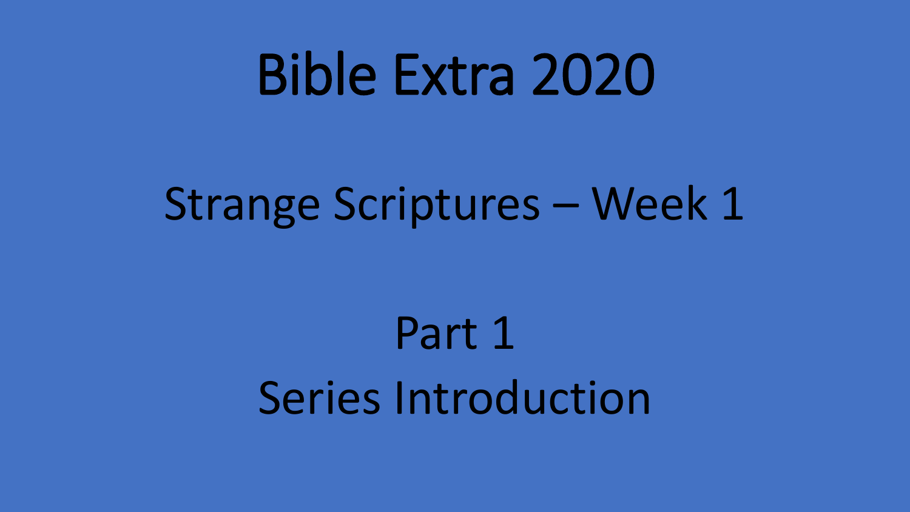# Bible Extra 2020

## Strange Scriptures – Week 1

## Part 1
## Series Introduction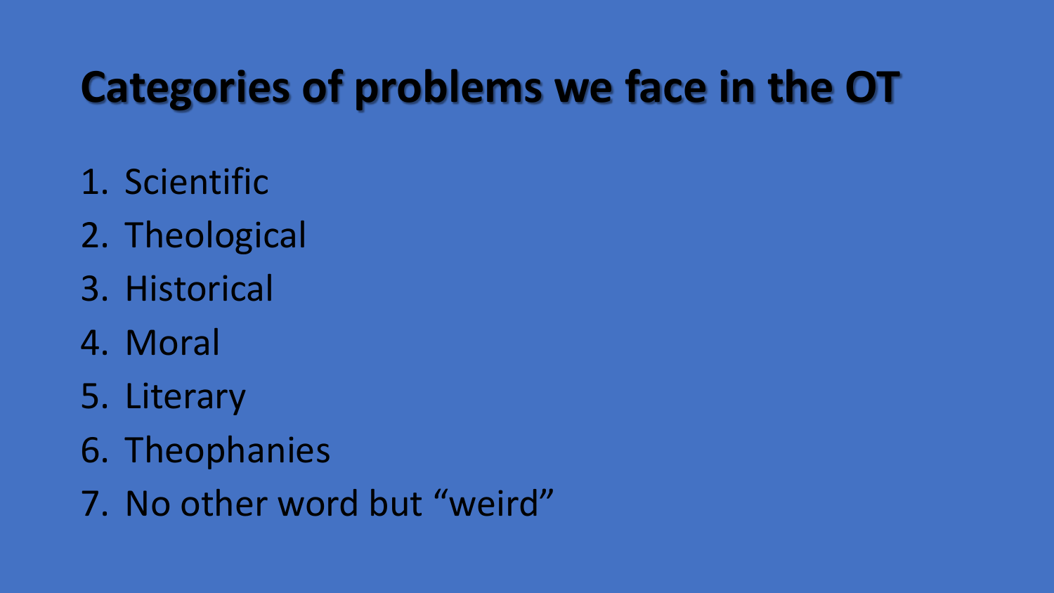# Categories of problems we face in the OT

1. Scientific
2. Theological
3. Historical
4. Moral
5. Literary
6. Theophanies
7. No other word but “weird”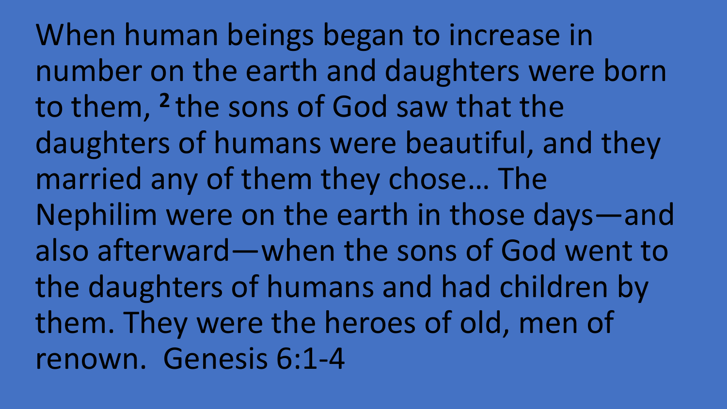When human beings began to increase in number on the earth and daughters were born to them, [2] the sons of God saw that the daughters of humans were beautiful, and they married any of them they chose… The Nephilim were on the earth in those days—and also afterward—when the sons of God went to the daughters of humans and had children by them. They were the heroes of old, men of renown. Genesis 6:1-4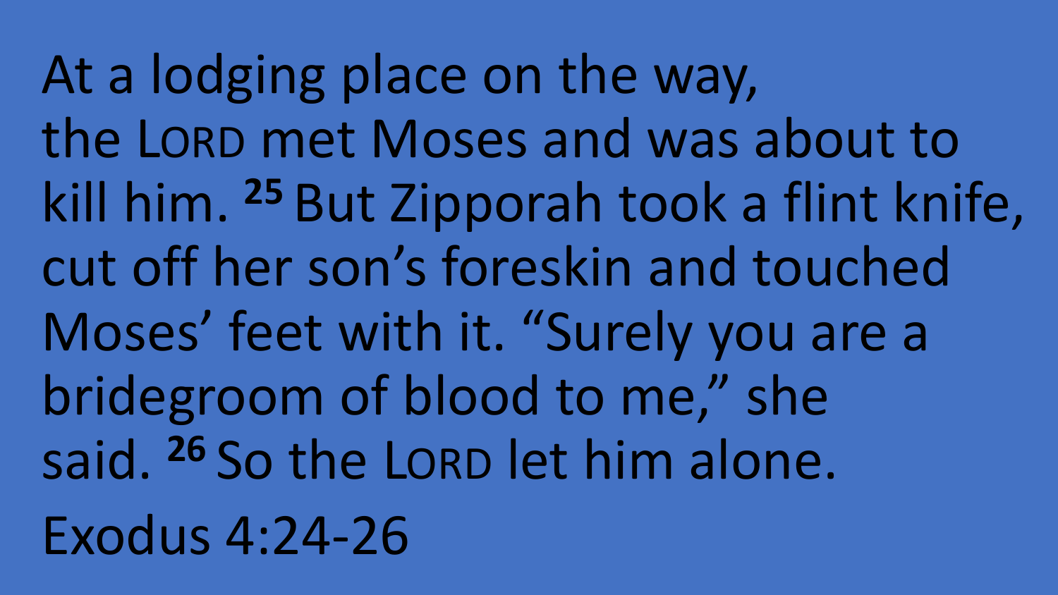At a lodging place on the way, the LORD met Moses and was about to kill him. [25] But Zipporah took a flint knife, cut off her son's foreskin and touched Moses' feet with it. "Surely you are a bridegroom of blood to me," she said. [26] So the LORD let him alone.

Exodus 4:24-26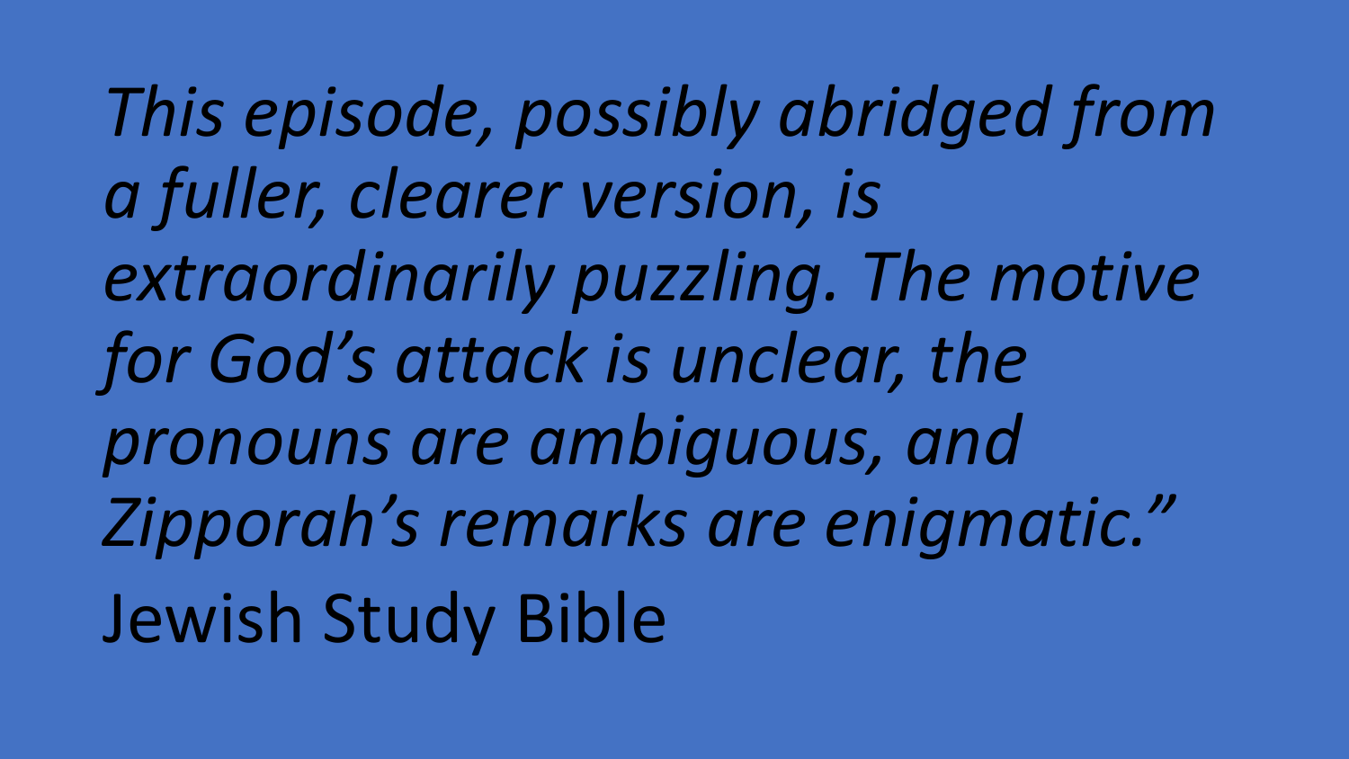*This episode, possibly abridged from a fuller, clearer version, is extraordinarily puzzling. The motive for God's attack is unclear, the pronouns are ambiguous, and Zipporah's remarks are enigmatic."*

Jewish Study Bible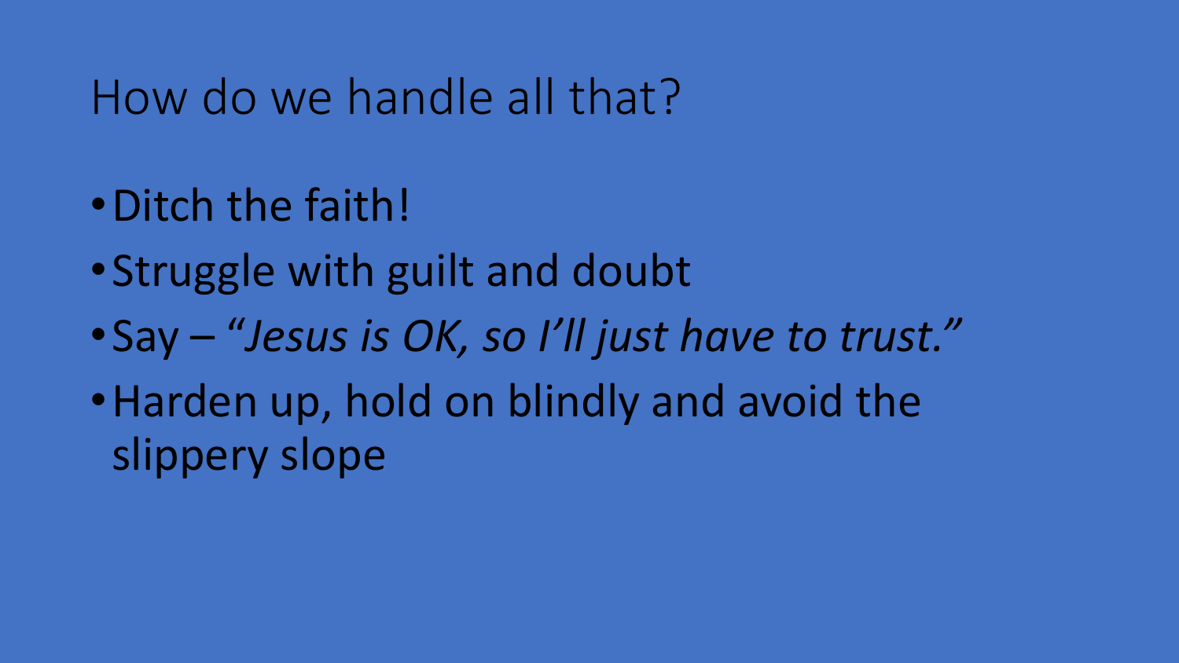# How do we handle all that?

- Ditch the faith!
- Struggle with guilt and doubt
- Say – *"Jesus is OK, so I'll just have to trust."*
- Harden up, hold on blindly and avoid the slippery slope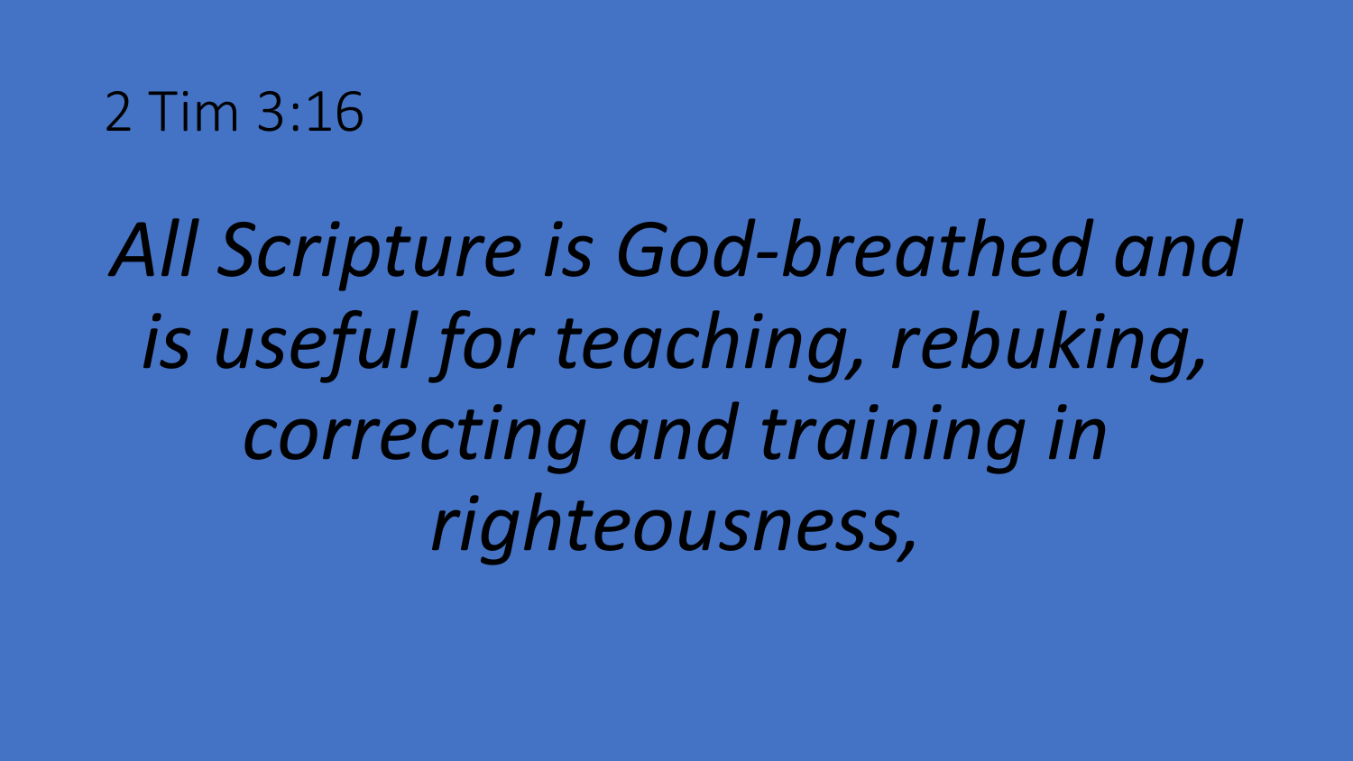2 Tim 3:16

*All Scripture is God-breathed and is useful for teaching, rebuking, correcting and training in righteousness,*